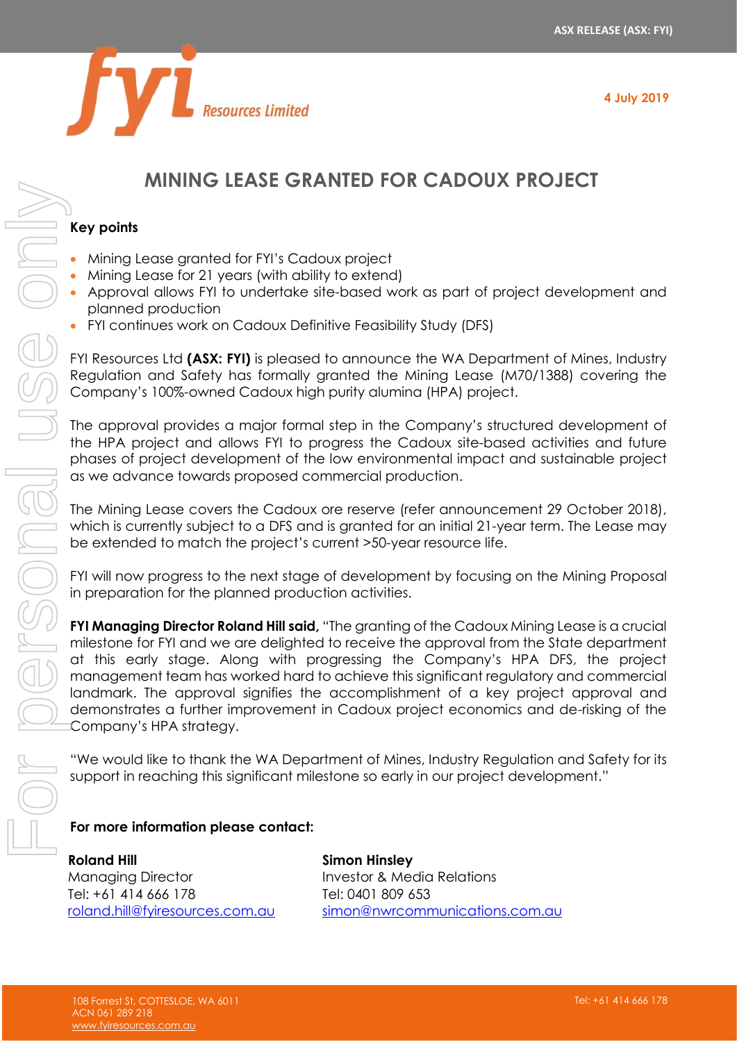ASX RELEASE (ASX: FYI)

4 July 2019

# MINING LEASE GRANTED FOR CADOUX PROJECT

**Key points**

- Mining Lease granted for FYI's Cadoux project
- Mining Lease for 21 years (with ability to extend)
- Approval allows FYI to undertake site-based work as part of project development and planned production
- FYI continues work on Cadoux Definitive Feasibility Study (DFS)

FYI Resources Ltd **(ASX: FYI)** is pleased to announce the WA Department of Mines, Industry Regulation and Safety has formally granted the Mining Lease (M70/1388) covering the Company's 100%-owned Cadoux high purity alumina (HPA) project.

The approval provides a major formal step in the Company's structured development of the HPA project and allows FYI to progress the Cadoux site-based activities and future phases of project development of the low environmental impact and sustainable project as we advance towards proposed commercial production.

The Mining Lease covers the Cadoux ore reserve (refer announcement 29 October 2018), which is currently subject to a DFS and is granted for an initial 21-year term. The Lease may be extended to match the project's current >50-year resource life.

FYI will now progress to the next stage of development by focusing on the Mining Proposal in preparation for the planned production activities.

**FYI Managing Director Roland Hill said,** "The granting of the Cadoux Mining Lease is a crucial milestone for FYI and we are delighted to receive the approval from the State department at this early stage. Along with progressing the Company's HPA DFS, the project management team has worked hard to achieve this significant regulatory and commercial landmark. The approval signifies the accomplishment of a key project approval and demonstrates a further improvement in Cadoux project economics and de-risking of the Company's HPA strategy.

"We would like to thank the WA Department of Mines, Industry Regulation and Safety for its support in reaching this significant milestone so early in our project development."

**For more information please contact:**

**Roland Hill**
Managing Director
Tel: +61 414 666 178
roland.hill@fyiresources.com.au

**Simon Hinsley**
Investor & Media Relations
Tel: 0401 809 653
simon@nwrcommunications.com.au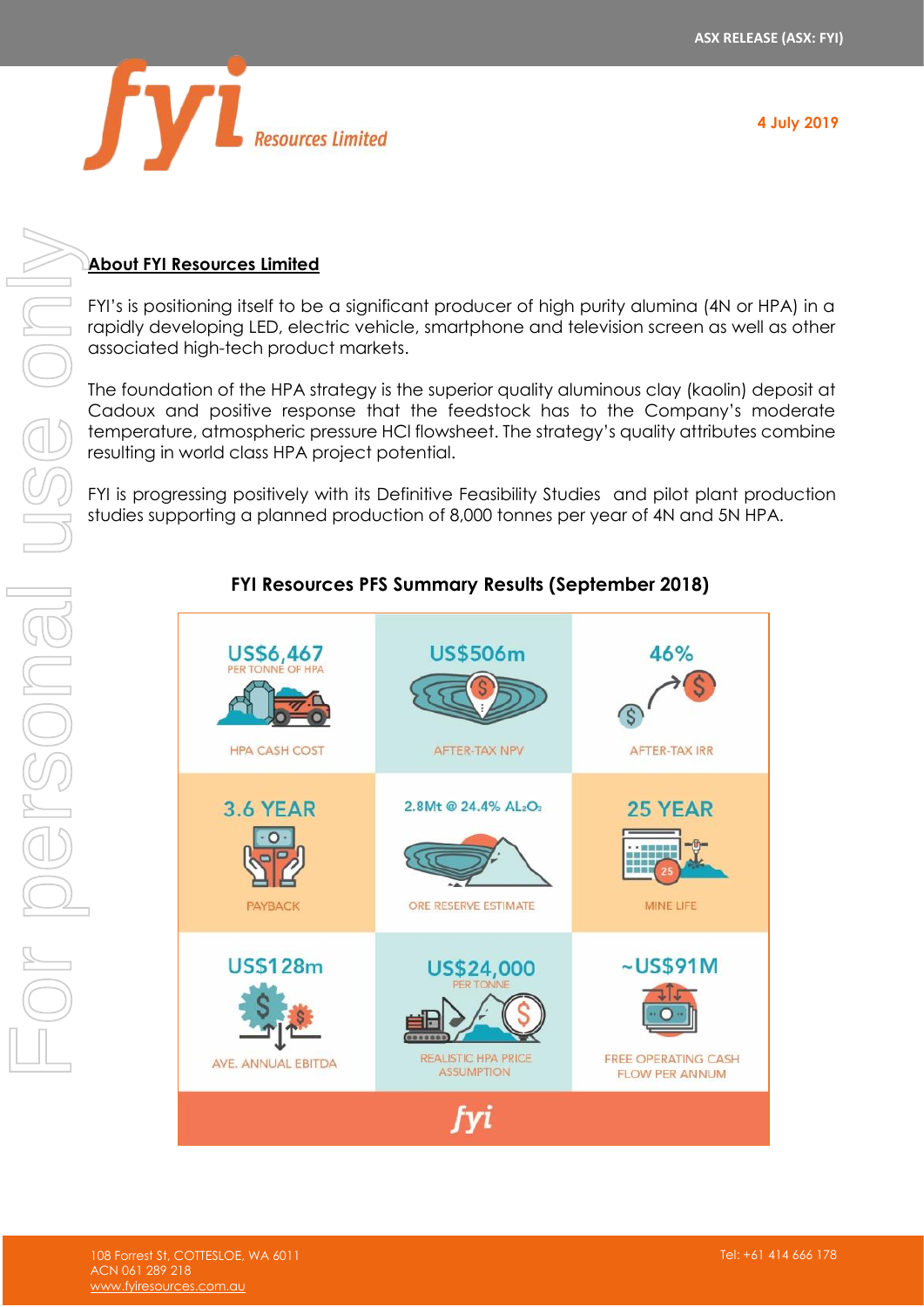## About FYI Resources Limited

FYI's is positioning itself to be a significant producer of high purity alumina (4N or HPA) in a rapidly developing LED, electric vehicle, smartphone and television screen as well as other associated high-tech product markets.

The foundation of the HPA strategy is the superior quality aluminous clay (kaolin) deposit at Cadoux and positive response that the feedstock has to the Company's moderate temperature, atmospheric pressure HCl flowsheet. The strategy's quality attributes combine resulting in world class HPA project potential.

FYI is progressing positively with its Definitive Feasibility Studies and pilot plant production studies supporting a planned production of 8,000 tonnes per year of 4N and 5N HPA.

### FYI Resources PFS Summary Results (September 2018)

| | | |
|---|---|---|
| US$6,467 per tonne of HPA<br>HPA CASH COST | US$506m<br>AFTER-TAX NPV | 46%<br>AFTER-TAX IRR |
| 3.6 YEAR<br>PAYBACK | 2.8Mt @ 24.4% $Al_2O_3$<br>ORE RESERVE ESTIMATE | 25 YEAR<br>MINE LIFE |
| US$128m<br>AVE. ANNUAL EBITDA | US$24,000 per tonne<br>REALISTIC HPA PRICE ASSUMPTION | ~US$91M<br>FREE OPERATING CASH FLOW PER ANNUM |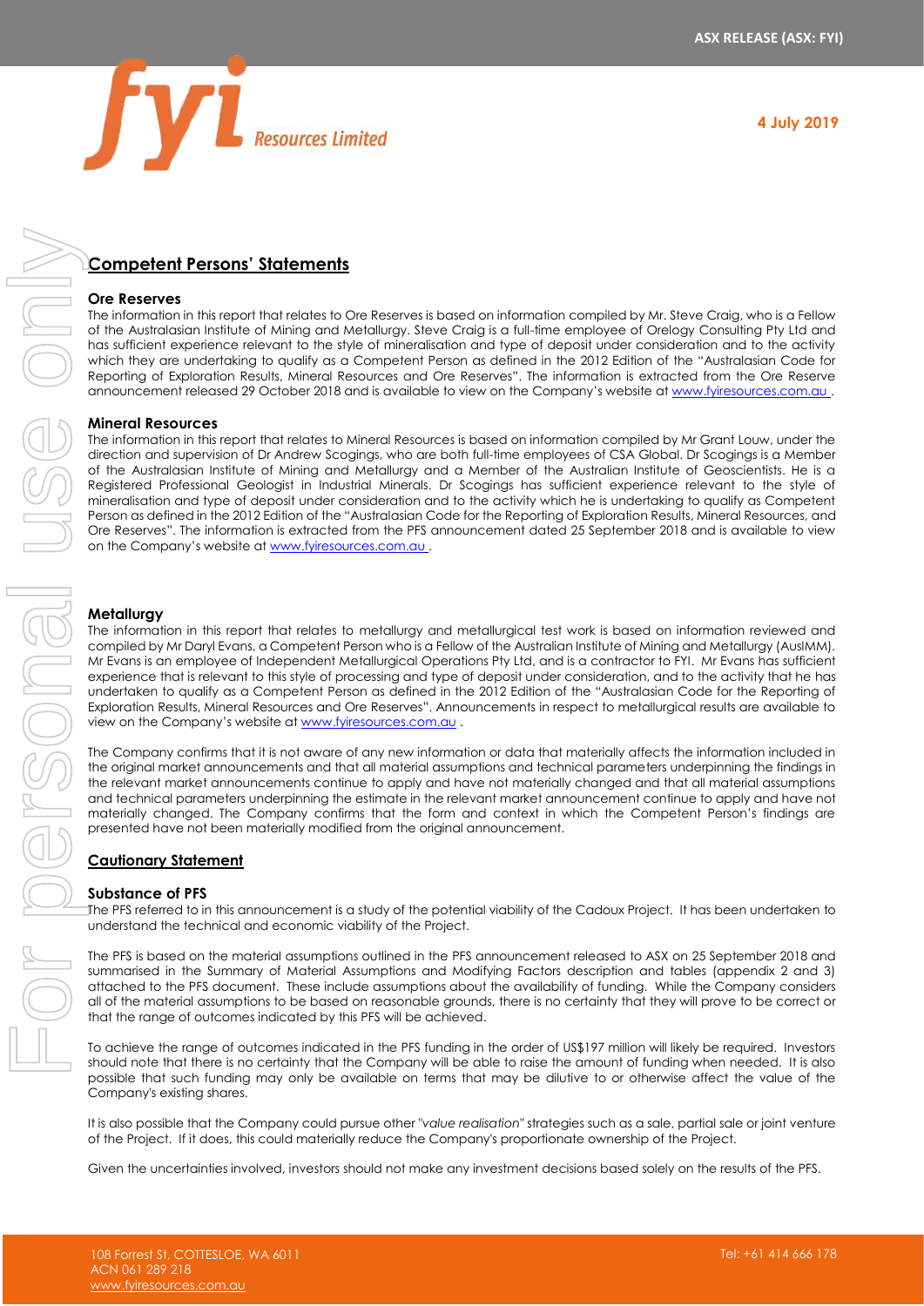## Competent Persons' Statements

### Ore Reserves

The information in this report that relates to Ore Reserves is based on information compiled by Mr. Steve Craig, who is a Fellow of the Australasian Institute of Mining and Metallurgy. Steve Craig is a full-time employee of Orelogy Consulting Pty Ltd and has sufficient experience relevant to the style of mineralisation and type of deposit under consideration and to the activity which they are undertaking to qualify as a Competent Person as defined in the 2012 Edition of the "Australasian Code for Reporting of Exploration Results, Mineral Resources and Ore Reserves". The information is extracted from the Ore Reserve announcement released 29 October 2018 and is available to view on the Company's website at www.fyiresources.com.au .

### Mineral Resources

The information in this report that relates to Mineral Resources is based on information compiled by Mr Grant Louw, under the direction and supervision of Dr Andrew Scogings, who are both full-time employees of CSA Global. Dr Scogings is a Member of the Australian Institute of Mining and Metallurgy and a Member of the Australian Institute of Geoscientists. He is a Registered Professional Geologist in Industrial Minerals. Dr Scogings has sufficient experience relevant to the style of mineralisation and type of deposit under consideration and to the activity which he is undertaking to qualify as Competent Person as defined in the 2012 Edition of the "Australasian Code for the Reporting of Exploration Results, Mineral Resources, and Ore Reserves". The information is extracted from the PFS announcement dated 25 September 2018 and is available to view on the Company's website at www.fyiresources.com.au .

### Metallurgy

The information in this report that relates to metallurgy and metallurgical test work is based on information reviewed and compiled by Mr Daryl Evans, a Competent Person who is a Fellow of the Australian Institute of Mining and Metallurgy (AusIMM). Mr Evans is an employee of Independent Metallurgical Operations Pty Ltd, and is a contractor to FYI. Mr Evans has sufficient experience that is relevant to this style of processing and type of deposit under consideration, and to the activity that he has undertaken to qualify as a Competent Person as defined in the 2012 Edition of the "Australasian Code for the Reporting of Exploration Results, Mineral Resources and Ore Reserves". Announcements in respect to metallurgical results are available to view on the Company's website at www.fyiresources.com.au .

The Company confirms that it is not aware of any new information or data that materially affects the information included in the original market announcements and that all material assumptions and technical parameters underpinning the findings in the relevant market announcements continue to apply and have not materially changed and that all material assumptions and technical parameters underpinning the estimate in the relevant market announcement continue to apply and have not materially changed. The Company confirms that the form and context in which the Competent Person's findings are presented have not been materially modified from the original announcement.

## Cautionary Statement

### Substance of PFS

The PFS referred to in this announcement is a study of the potential viability of the Cadoux Project. It has been undertaken to understand the technical and economic viability of the Project.

The PFS is based on the material assumptions outlined in the PFS announcement released to ASX on 25 September 2018 and summarised in the Summary of Material Assumptions and Modifying Factors description and tables (appendix 2 and 3) attached to the PFS document. These include assumptions about the availability of funding. While the Company considers all of the material assumptions to be based on reasonable grounds, there is no certainty that they will prove to be correct or that the range of outcomes indicated by this PFS will be achieved.

To achieve the range of outcomes indicated in the PFS funding in the order of US$197 million will likely be required. Investors should note that there is no certainty that the Company will be able to raise the amount of funding when needed. It is also possible that such funding may only be available on terms that may be dilutive to or otherwise affect the value of the Company's existing shares.

It is also possible that the Company could pursue other "*value realisation*" strategies such as a sale, partial sale or joint venture of the Project. If it does, this could materially reduce the Company's proportionate ownership of the Project.

Given the uncertainties involved, investors should not make any investment decisions based solely on the results of the PFS.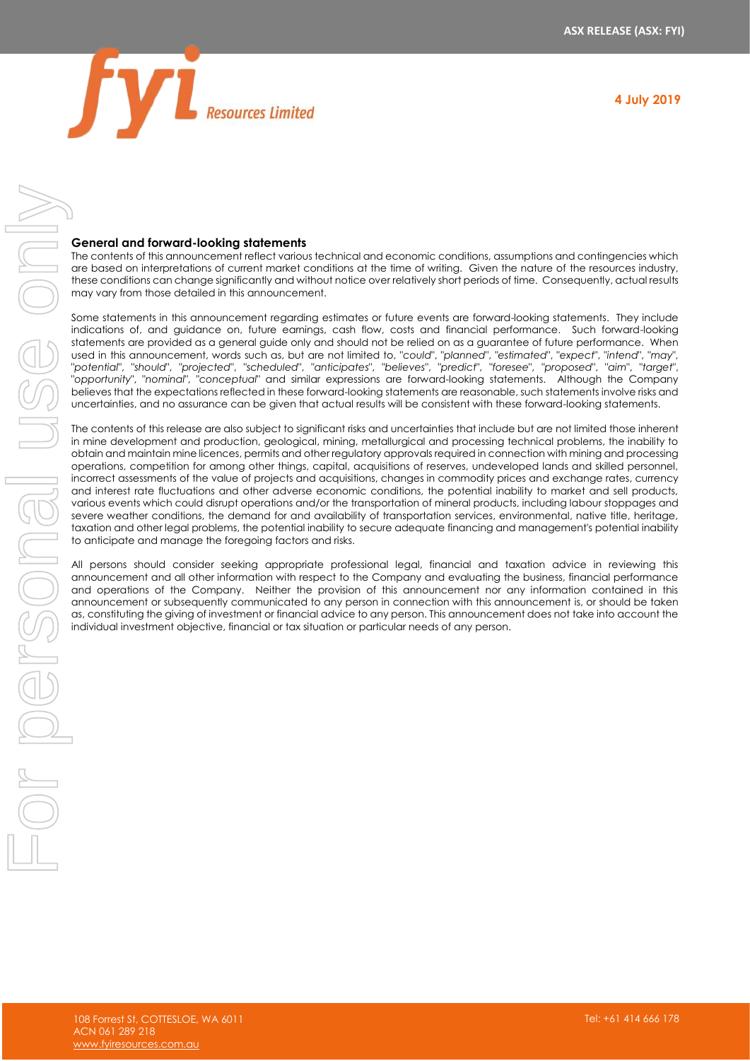## General and forward-looking statements

The contents of this announcement reflect various technical and economic conditions, assumptions and contingencies which are based on interpretations of current market conditions at the time of writing. Given the nature of the resources industry, these conditions can change significantly and without notice over relatively short periods of time. Consequently, actual results may vary from those detailed in this announcement.

Some statements in this announcement regarding estimates or future events are forward-looking statements. They include indications of, and guidance on, future earnings, cash flow, costs and financial performance. Such forward-looking statements are provided as a general guide only and should not be relied on as a guarantee of future performance. When used in this announcement, words such as, but are not limited to, "*could*", "*planned*", "*estimated*", "*expect*", "*intend*", "*may*", "*potential*", "*should*", "*projected*", "*scheduled*", "*anticipates*", "*believes*", "*predict*", "*foresee*", "*proposed*", "*aim*", "*target*", "*opportunity*", "*nominal*", "*conceptual*" and similar expressions are forward-looking statements. Although the Company believes that the expectations reflected in these forward-looking statements are reasonable, such statements involve risks and uncertainties, and no assurance can be given that actual results will be consistent with these forward-looking statements.

The contents of this release are also subject to significant risks and uncertainties that include but are not limited those inherent in mine development and production, geological, mining, metallurgical and processing technical problems, the inability to obtain and maintain mine licences, permits and other regulatory approvals required in connection with mining and processing operations, competition for among other things, capital, acquisitions of reserves, undeveloped lands and skilled personnel, incorrect assessments of the value of projects and acquisitions, changes in commodity prices and exchange rates, currency and interest rate fluctuations and other adverse economic conditions, the potential inability to market and sell products, various events which could disrupt operations and/or the transportation of mineral products, including labour stoppages and severe weather conditions, the demand for and availability of transportation services, environmental, native title, heritage, taxation and other legal problems, the potential inability to secure adequate financing and management's potential inability to anticipate and manage the foregoing factors and risks.

All persons should consider seeking appropriate professional legal, financial and taxation advice in reviewing this announcement and all other information with respect to the Company and evaluating the business, financial performance and operations of the Company. Neither the provision of this announcement nor any information contained in this announcement or subsequently communicated to any person in connection with this announcement is, or should be taken as, constituting the giving of investment or financial advice to any person. This announcement does not take into account the individual investment objective, financial or tax situation or particular needs of any person.